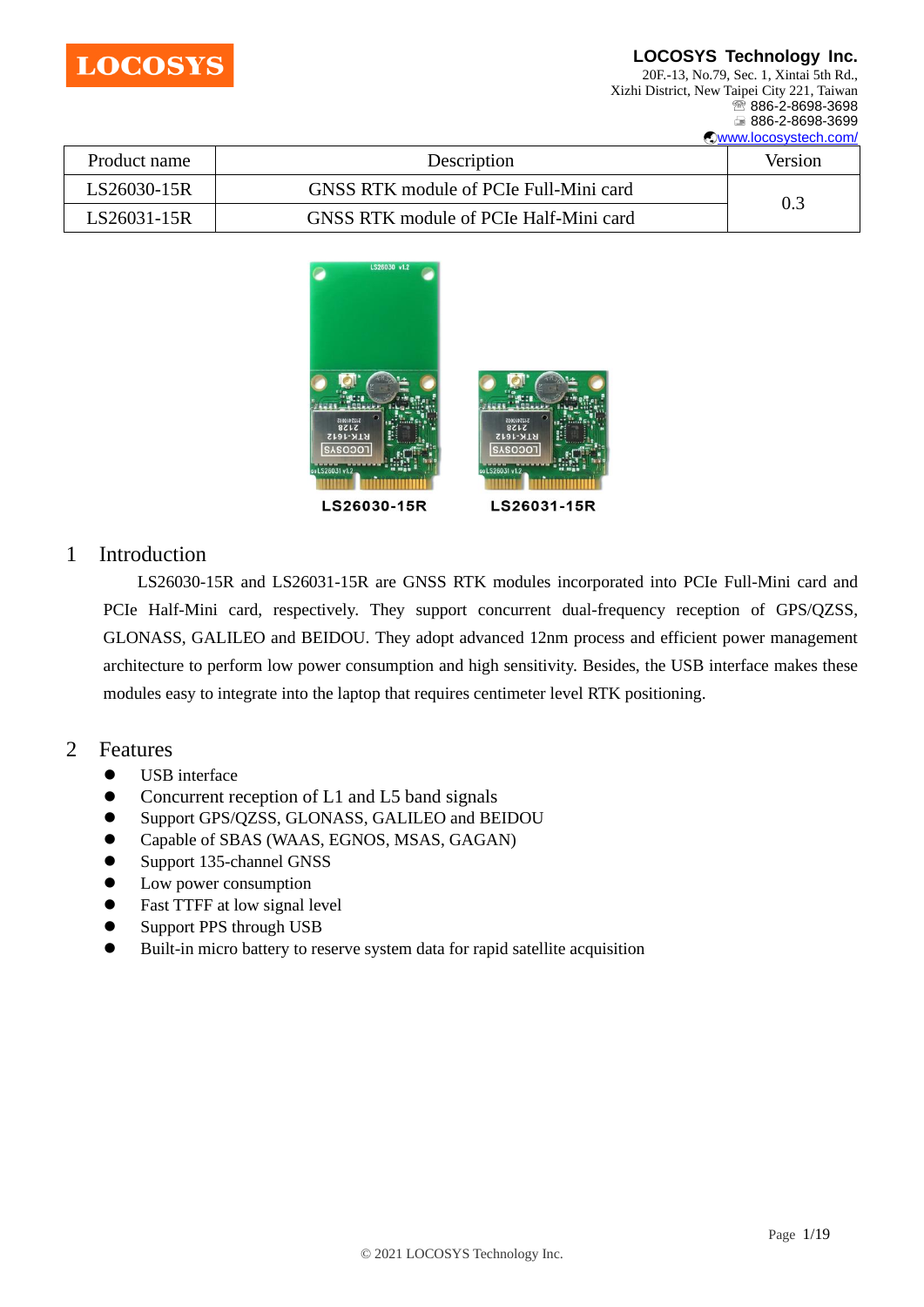**LOCOSYS**

**LOCOSYS Technology Inc.**
20F.-13, No.79, Sec. 1, Xintai 5th Rd.,
Xizhi District, New Taipei City 221, Taiwan
☏ 886-2-8698-3698
886-2-8698-3699
www.locosystech.com/

| Product name | Description | Version |
|---|---|---|
| LS26030-15R | GNSS RTK module of PCIe Full-Mini card | 0.3 |
| LS26031-15R | GNSS RTK module of PCIe Half-Mini card | |

LS26030-15R LS26031-15R

# 1 Introduction

LS26030-15R and LS26031-15R are GNSS RTK modules incorporated into PCIe Full-Mini card and PCIe Half-Mini card, respectively. They support concurrent dual-frequency reception of GPS/QZSS, GLONASS, GALILEO and BEIDOU. They adopt advanced 12nm process and efficient power management architecture to perform low power consumption and high sensitivity. Besides, the USB interface makes these modules easy to integrate into the laptop that requires centimeter level RTK positioning.

# 2 Features

- USB interface
- Concurrent reception of L1 and L5 band signals
- Support GPS/QZSS, GLONASS, GALILEO and BEIDOU
- Capable of SBAS (WAAS, EGNOS, MSAS, GAGAN)
- Support 135-channel GNSS
- Low power consumption
- Fast TTFF at low signal level
- Support PPS through USB
- Built-in micro battery to reserve system data for rapid satellite acquisition

© 2021 LOCOSYS Technology Inc.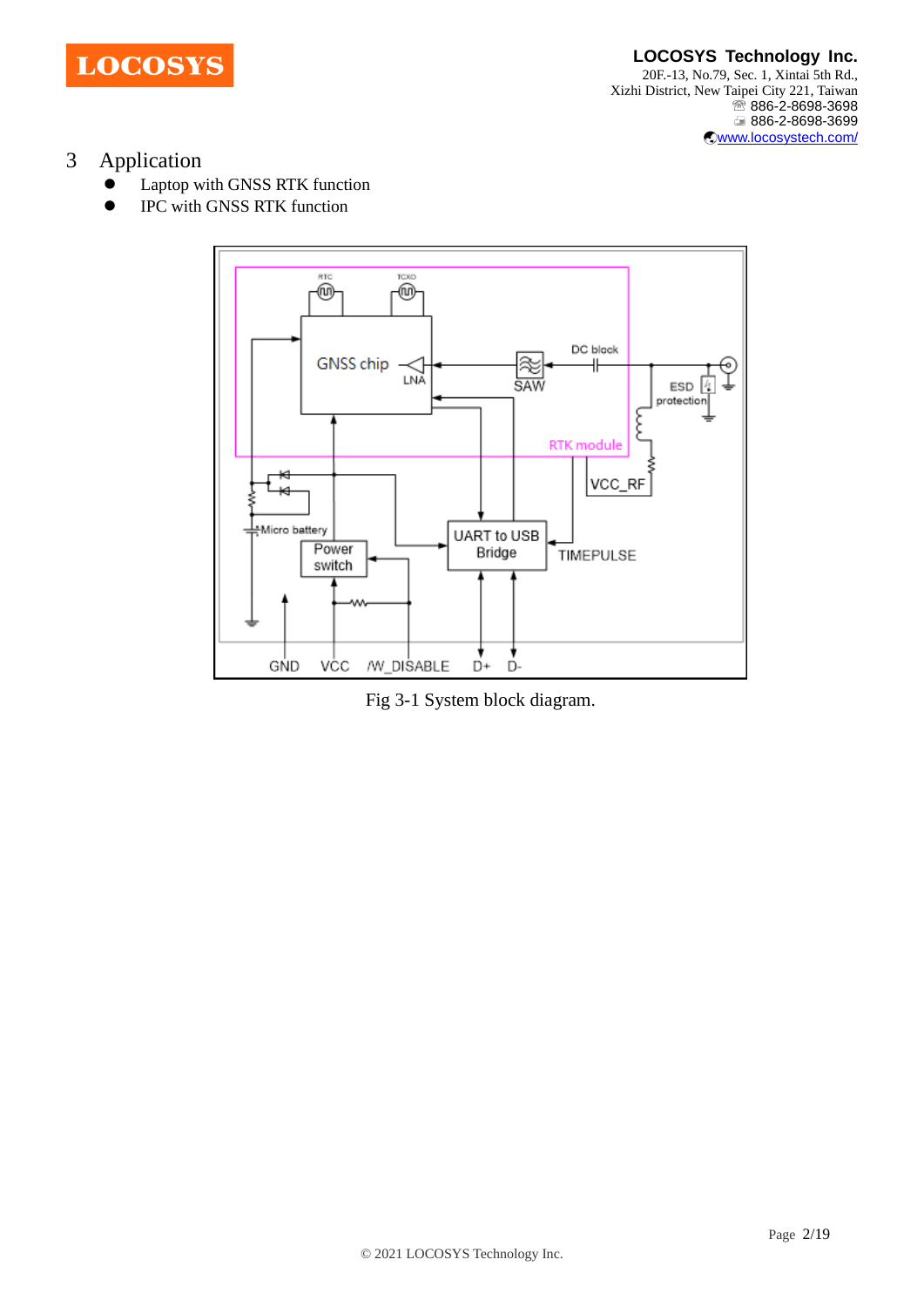# 3 Application

- Laptop with GNSS RTK function
- IPC with GNSS RTK function

Fig 3-1 System block diagram.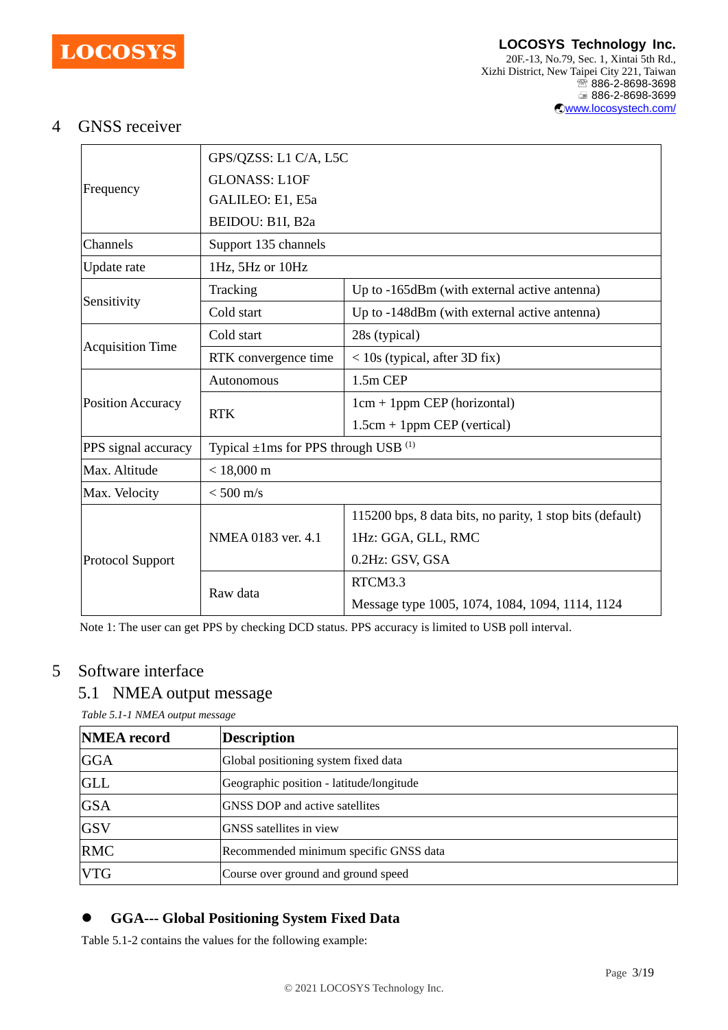# 4 GNSS receiver

| | | |
|---|---|---|
| Frequency | GPS/QZSS: L1 C/A, L5C<br>GLONASS: L1OF<br>GALILEO: E1, E5a<br>BEIDOU: B1I, B2a | |
| Channels | Support 135 channels | |
| Update rate | 1Hz, 5Hz or 10Hz | |
| Sensitivity | Tracking | Up to -165dBm (with external active antenna) |
| | Cold start | Up to -148dBm (with external active antenna) |
| Acquisition Time | Cold start | 28s (typical) |
| | RTK convergence time | < 10s (typical, after 3D fix) |
| Position Accuracy | Autonomous | 1.5m CEP |
| | RTK | 1cm + 1ppm CEP (horizontal)<br>1.5cm + 1ppm CEP (vertical) |
| PPS signal accuracy | Typical ±1ms for PPS through USB (1) | |
| Max. Altitude | < 18,000 m | |
| Max. Velocity | < 500 m/s | |
| Protocol Support | NMEA 0183 ver. 4.1 | 115200 bps, 8 data bits, no parity, 1 stop bits (default)<br>1Hz: GGA, GLL, RMC<br>0.2Hz: GSV, GSA |
| | Raw data | RTCM3.3<br>Message type 1005, 1074, 1084, 1094, 1114, 1124 |

Note 1: The user can get PPS by checking DCD status. PPS accuracy is limited to USB poll interval.

# 5 Software interface

## 5.1 NMEA output message

*Table 5.1-1 NMEA output message*

| NMEA record | Description |
|---|---|
| GGA | Global positioning system fixed data |
| GLL | Geographic position - latitude/longitude |
| GSA | GNSS DOP and active satellites |
| GSV | GNSS satellites in view |
| RMC | Recommended minimum specific GNSS data |
| VTG | Course over ground and ground speed |

- **GGA--- Global Positioning System Fixed Data**

Table 5.1-2 contains the values for the following example: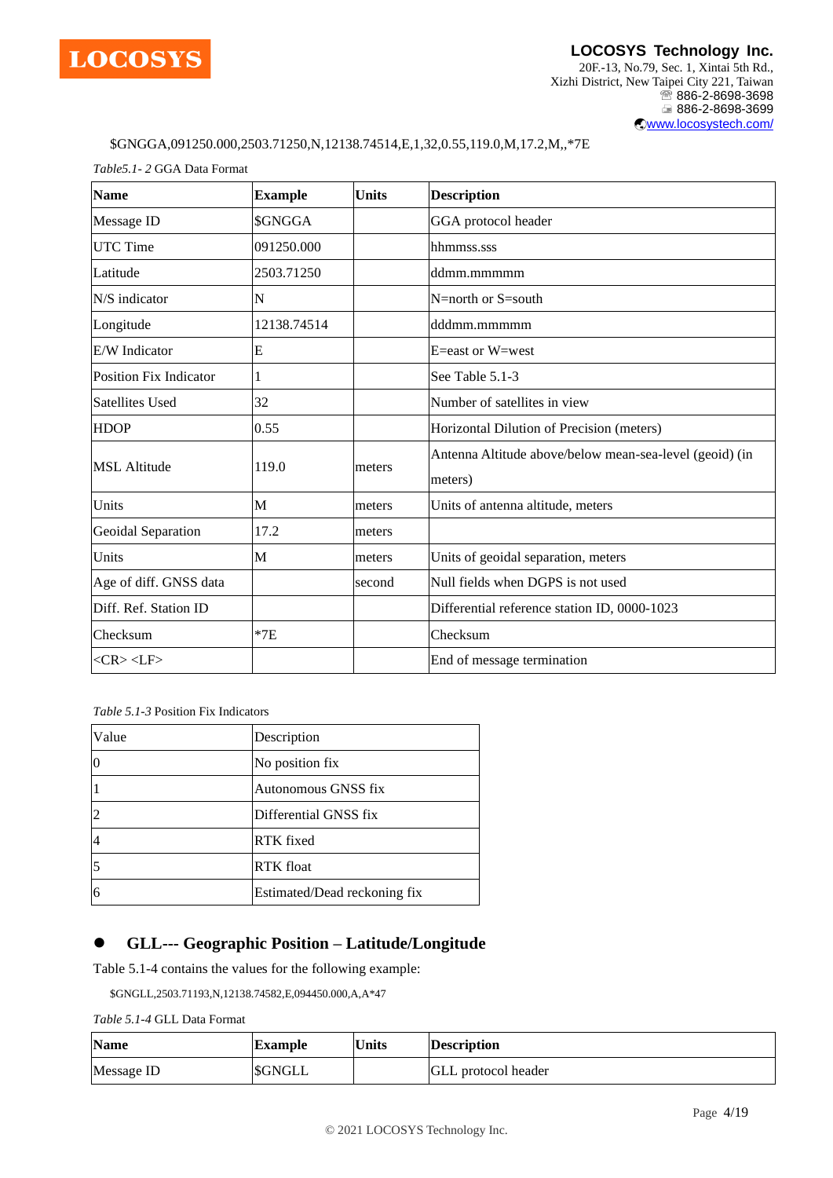$GNGGA,091250.000,2503.71250,N,12138.74514,E,1,32,0.55,119.0,M,17.2,M,,*7E

*Table5.1- 2* GGA Data Format

| **Name** | **Example** | **Units** | **Description** |
|---|---|---|---|
| Message ID | $GNGGA | | GGA protocol header |
| UTC Time | 091250.000 | | hhmmss.sss |
| Latitude | 2503.71250 | | ddmm.mmmmm |
| N/S indicator | N | | N=north or S=south |
| Longitude | 12138.74514 | | dddmm.mmmmm |
| E/W Indicator | E | | E=east or W=west |
| Position Fix Indicator | 1 | | See Table 5.1-3 |
| Satellites Used | 32 | | Number of satellites in view |
| HDOP | 0.55 | | Horizontal Dilution of Precision (meters) |
| MSL Altitude | 119.0 | meters | Antenna Altitude above/below mean-sea-level (geoid) (in meters) |
| Units | M | meters | Units of antenna altitude, meters |
| Geoidal Separation | 17.2 | meters | |
| Units | M | meters | Units of geoidal separation, meters |
| Age of diff. GNSS data | | second | Null fields when DGPS is not used |
| Diff. Ref. Station ID | | | Differential reference station ID, 0000-1023 |
| Checksum | *7E | | Checksum |
| <CR> <LF> | | | End of message termination |

*Table 5.1-3* Position Fix Indicators

| Value | Description |
|---|---|
| 0 | No position fix |
| 1 | Autonomous GNSS fix |
| 2 | Differential GNSS fix |
| 4 | RTK fixed |
| 5 | RTK float |
| 6 | Estimated/Dead reckoning fix |

- **GLL--- Geographic Position – Latitude/Longitude**

Table 5.1-4 contains the values for the following example:

$GNGLL,2503.71193,N,12138.74582,E,094450.000,A,A*47

*Table 5.1-4* GLL Data Format

| **Name** | **Example** | **Units** | **Description** |
|---|---|---|---|
| Message ID | $GNGLL | | GLL protocol header |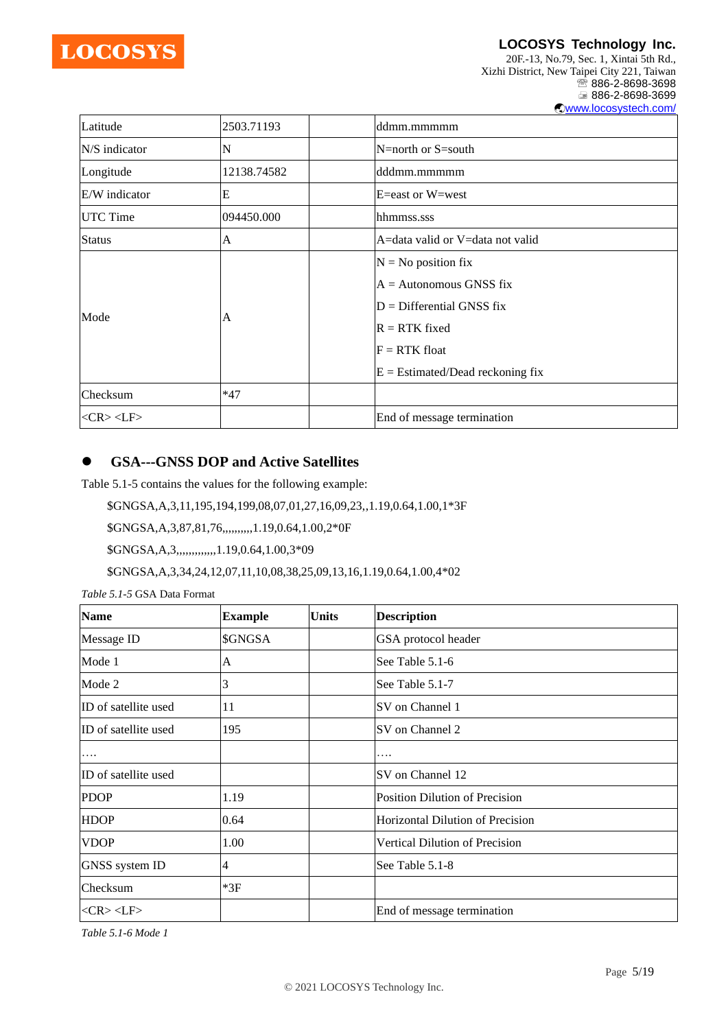| Latitude | 2503.71193 | | ddmm.mmmmm |
|---|---|---|---|
| N/S indicator | N | | N=north or S=south |
| Longitude | 12138.74582 | | dddmm.mmmmm |
| E/W indicator | E | | E=east or W=west |
| UTC Time | 094450.000 | | hhmmss.sss |
| Status | A | | A=data valid or V=data not valid |
| Mode | A | | N = No position fix<br>A = Autonomous GNSS fix<br>D = Differential GNSS fix<br>R = RTK fixed<br>F = RTK float<br>E = Estimated/Dead reckoning fix |
| Checksum | *47 | | |
| <CR> <LF> | | | End of message termination |

- **GSA---GNSS DOP and Active Satellites**

Table 5.1-5 contains the values for the following example:

$GNGSA,A,3,11,195,194,199,08,07,01,27,16,09,23,,1.19,0.64,1.00,1*3F

$GNGSA,A,3,87,81,76,,,,,,,,,1.19,0.64,1.00,2*0F

$GNGSA,A,3,,,,,,,,,,,,,1.19,0.64,1.00,3*09

$GNGSA,A,3,34,24,12,07,11,10,08,38,25,09,13,16,1.19,0.64,1.00,4*02

*Table 5.1-5* GSA Data Format

| **Name** | **Example** | **Units** | **Description** |
|---|---|---|---|
| Message ID | $GNGSA | | GSA protocol header |
| Mode 1 | A | | See Table 5.1-6 |
| Mode 2 | 3 | | See Table 5.1-7 |
| ID of satellite used | 11 | | SV on Channel 1 |
| ID of satellite used | 195 | | SV on Channel 2 |
| …. | | | …. |
| ID of satellite used | | | SV on Channel 12 |
| PDOP | 1.19 | | Position Dilution of Precision |
| HDOP | 0.64 | | Horizontal Dilution of Precision |
| VDOP | 1.00 | | Vertical Dilution of Precision |
| GNSS system ID | 4 | | See Table 5.1-8 |
| Checksum | *3F | | |
| <CR> <LF> | | | End of message termination |

*Table 5.1-6 Mode 1*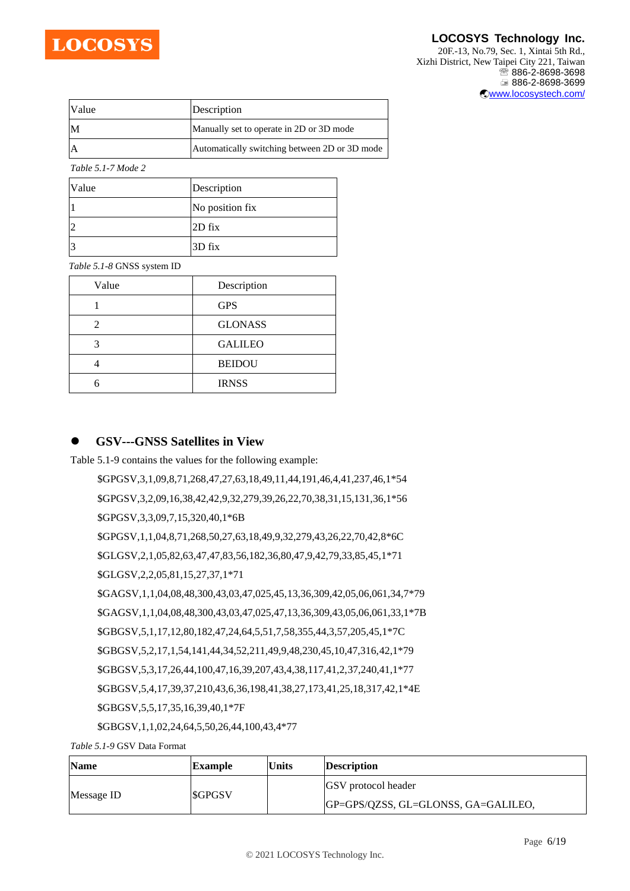| Value | Description |
| --- | --- |
| M | Manually set to operate in 2D or 3D mode |
| A | Automatically switching between 2D or 3D mode |

*Table 5.1-7 Mode 2*

| Value | Description |
| --- | --- |
| 1 | No position fix |
| 2 | 2D fix |
| 3 | 3D fix |

*Table 5.1-8* GNSS system ID

| Value | Description |
| --- | --- |
| 1 | GPS |
| 2 | GLONASS |
| 3 | GALILEO |
| 4 | BEIDOU |
| 6 | IRNSS |

- **GSV---GNSS Satellites in View**

Table 5.1-9 contains the values for the following example:

$GPGSV,3,1,09,8,71,268,47,27,63,18,49,11,44,191,46,4,41,237,46,1*54

$GPGSV,3,2,09,16,38,42,42,9,32,279,39,26,22,70,38,31,15,131,36,1*56

$GPGSV,3,3,09,7,15,320,40,1*6B

$GPGSV,1,1,04,8,71,268,50,27,63,18,49,9,32,279,43,26,22,70,42,8*6C

$GLGSV,2,1,05,82,63,47,47,83,56,182,36,80,47,9,42,79,33,85,45,1*71

$GLGSV,2,2,05,81,15,27,37,1*71

$GAGSV,1,1,04,08,48,300,43,03,47,025,45,13,36,309,42,05,06,061,34,7*79

$GAGSV,1,1,04,08,48,300,43,03,47,025,47,13,36,309,43,05,06,061,33,1*7B

$GBGSV,5,1,17,12,80,182,47,24,64,5,51,7,58,355,44,3,57,205,45,1*7C

$GBGSV,5,2,17,1,54,141,44,34,52,211,49,9,48,230,45,10,47,316,42,1*79

$GBGSV,5,3,17,26,44,100,47,16,39,207,43,4,38,117,41,2,37,240,41,1*77

$GBGSV,5,4,17,39,37,210,43,6,36,198,41,38,27,173,41,25,18,317,42,1*4E

$GBGSV,5,5,17,35,16,39,40,1*7F

$GBGSV,1,1,02,24,64,5,50,26,44,100,43,4*77

*Table 5.1-9* GSV Data Format

| **Name** | **Example** | **Units** | **Description** |
| --- | --- | --- | --- |
| Message ID | $GPGSV | | GSV protocol header<br>GP=GPS/QZSS, GL=GLONSS, GA=GALILEO, |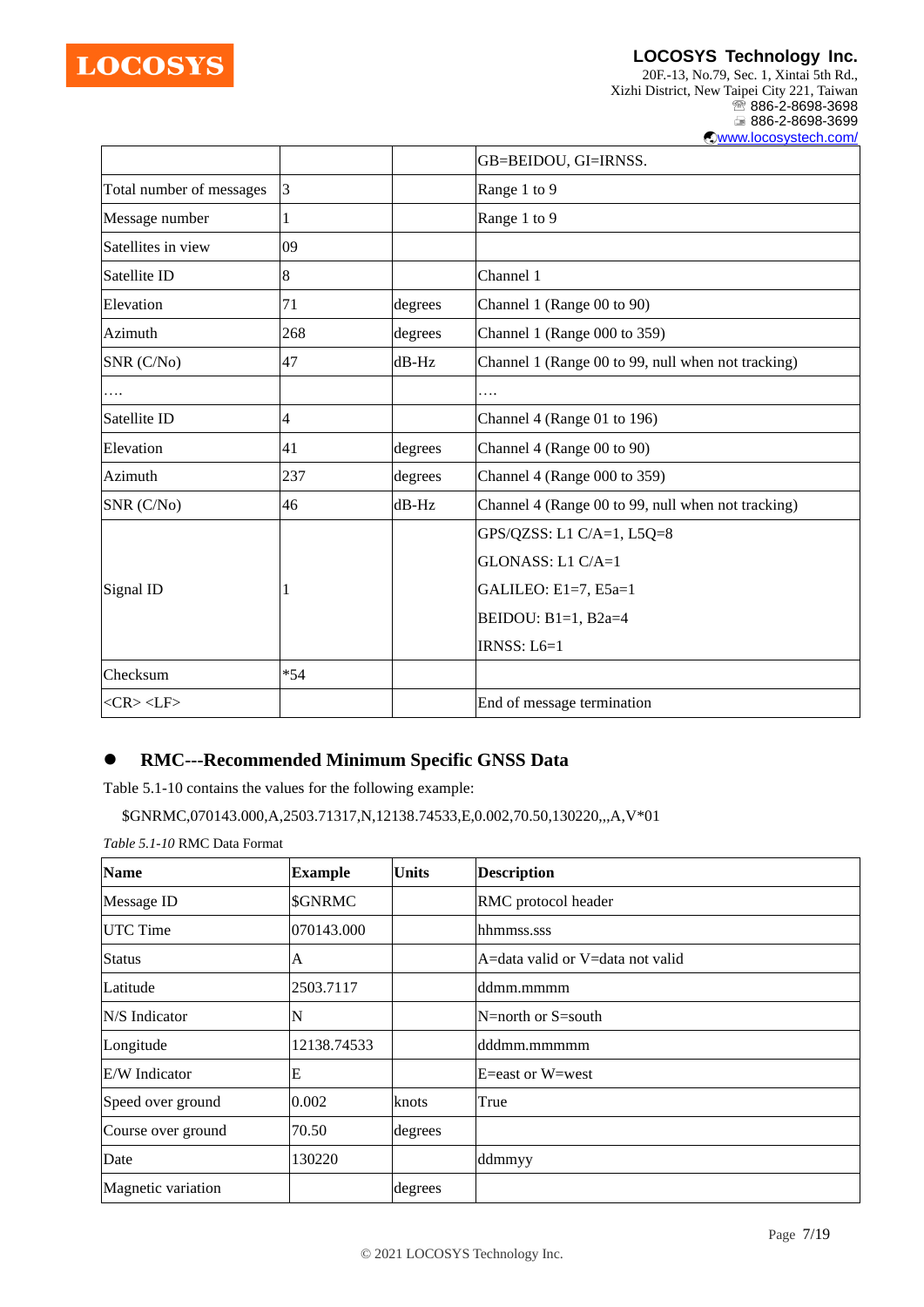|  |  |  | GB=BEIDOU, GI=IRNSS. |
|---|---|---|---|
| Total number of messages | 3 |  | Range 1 to 9 |
| Message number | 1 |  | Range 1 to 9 |
| Satellites in view | 09 |  |  |
| Satellite ID | 8 |  | Channel 1 |
| Elevation | 71 | degrees | Channel 1 (Range 00 to 90) |
| Azimuth | 268 | degrees | Channel 1 (Range 000 to 359) |
| SNR (C/No) | 47 | dB-Hz | Channel 1 (Range 00 to 99, null when not tracking) |
| …. |  |  | …. |
| Satellite ID | 4 |  | Channel 4 (Range 01 to 196) |
| Elevation | 41 | degrees | Channel 4 (Range 00 to 90) |
| Azimuth | 237 | degrees | Channel 4 (Range 000 to 359) |
| SNR (C/No) | 46 | dB-Hz | Channel 4 (Range 00 to 99, null when not tracking) |
| Signal ID | 1 |  | GPS/QZSS: L1 C/A=1, L5Q=8<br>GLONASS: L1 C/A=1<br>GALILEO: E1=7, E5a=1<br>BEIDOU: B1=1, B2a=4<br>IRNSS: L6=1 |
| Checksum | *54 |  |  |
| <CR> <LF> |  |  | End of message termination |

- **RMC---Recommended Minimum Specific GNSS Data**

Table 5.1-10 contains the values for the following example:

$GNRMC,070143.000,A,2503.71317,N,12138.74533,E,0.002,70.50,130220,,,A,V*01

*Table 5.1-10* RMC Data Format

| **Name** | **Example** | **Units** | **Description** |
|---|---|---|---|
| Message ID | $GNRMC |  | RMC protocol header |
| UTC Time | 070143.000 |  | hhmmss.sss |
| Status | A |  | A=data valid or V=data not valid |
| Latitude | 2503.7117 |  | ddmm.mmmm |
| N/S Indicator | N |  | N=north or S=south |
| Longitude | 12138.74533 |  | dddmm.mmmmm |
| E/W Indicator | E |  | E=east or W=west |
| Speed over ground | 0.002 | knots | True |
| Course over ground | 70.50 | degrees |  |
| Date | 130220 |  | ddmmyy |
| Magnetic variation |  | degrees |  |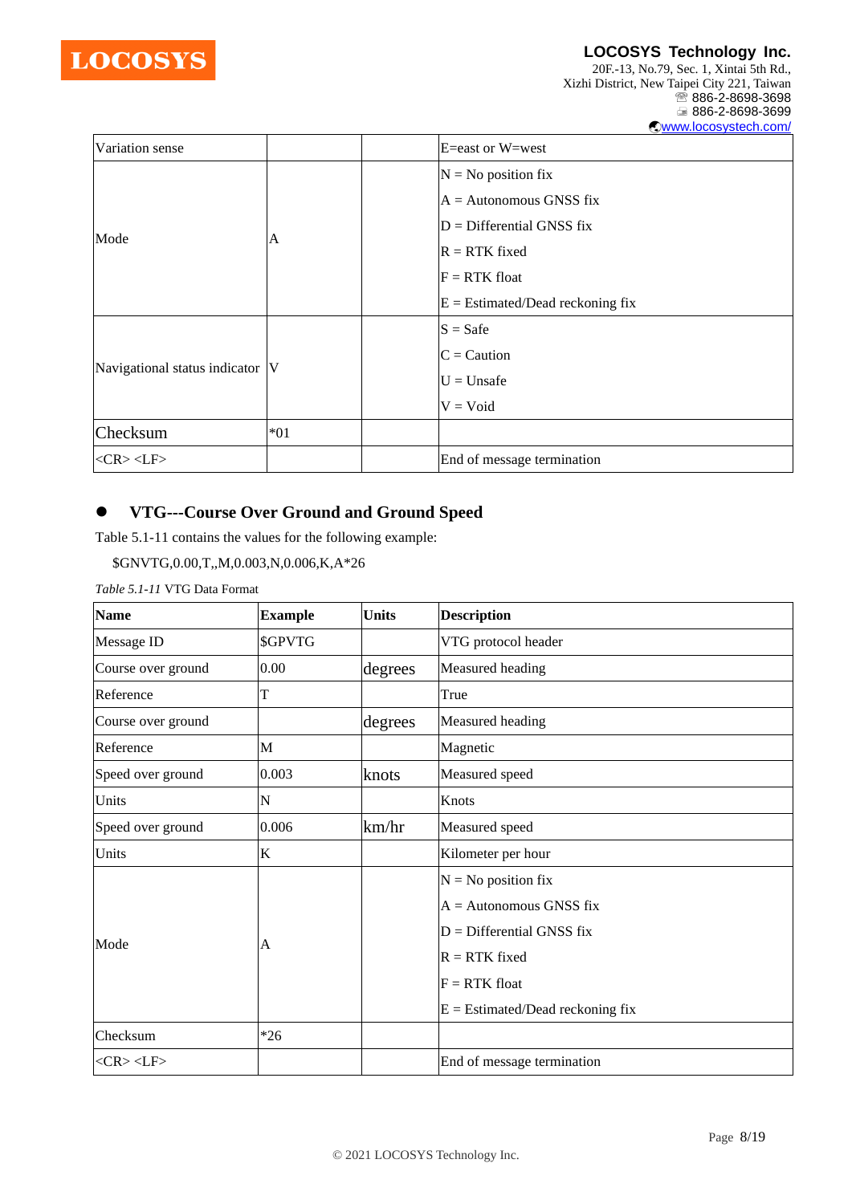| | | | |
|---|---|---|---|
| Variation sense | | | E=east or W=west |
| Mode | A | | N = No position fix<br>A = Autonomous GNSS fix<br>D = Differential GNSS fix<br>R = RTK fixed<br>F = RTK float<br>E = Estimated/Dead reckoning fix |
| Navigational status indicator | V | | S = Safe<br>C = Caution<br>U = Unsafe<br>V = Void |
| Checksum | *01 | | |
| <CR> <LF> | | | End of message termination |

- **VTG---Course Over Ground and Ground Speed**

Table 5.1-11 contains the values for the following example:

$GNVTG,0.00,T,,M,0.003,N,0.006,K,A*26

*Table 5.1-11* VTG Data Format

| Name | Example | Units | Description |
|---|---|---|---|
| Message ID | $GPVTG | | VTG protocol header |
| Course over ground | 0.00 | degrees | Measured heading |
| Reference | T | | True |
| Course over ground | | degrees | Measured heading |
| Reference | M | | Magnetic |
| Speed over ground | 0.003 | knots | Measured speed |
| Units | N | | Knots |
| Speed over ground | 0.006 | km/hr | Measured speed |
| Units | K | | Kilometer per hour |
| Mode | A | | N = No position fix<br>A = Autonomous GNSS fix<br>D = Differential GNSS fix<br>R = RTK fixed<br>F = RTK float<br>E = Estimated/Dead reckoning fix |
| Checksum | *26 | | |
| <CR> <LF> | | | End of message termination |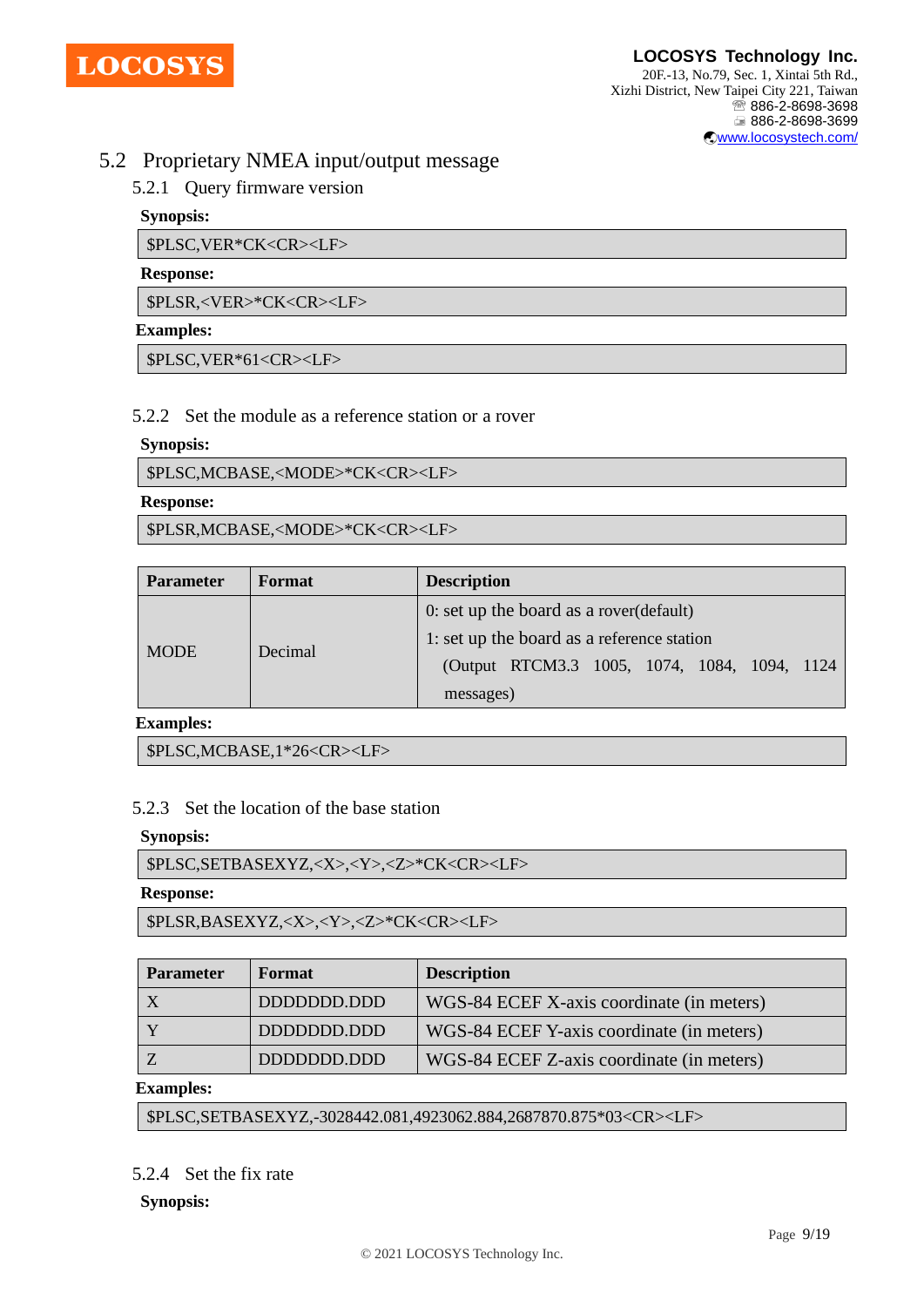## 5.2 Proprietary NMEA input/output message

### 5.2.1 Query firmware version

**Synopsis:**

```
$PLSC,VER*CK<CR><LF>
```

**Response:**

```
$PLSR,<VER>*CK<CR><LF>
```

**Examples:**

```
$PLSC,VER*61<CR><LF>
```

### 5.2.2 Set the module as a reference station or a rover

**Synopsis:**

```
$PLSC,MCBASE,<MODE>*CK<CR><LF>
```

**Response:**

```
$PLSR,MCBASE,<MODE>*CK<CR><LF>
```

| Parameter | Format | Description |
|---|---|---|
| MODE | Decimal | 0: set up the board as a rover(default)<br>1: set up the board as a reference station<br>(Output RTCM3.3 1005, 1074, 1084, 1094, 1124 messages) |

**Examples:**

```
$PLSC,MCBASE,1*26<CR><LF>
```

### 5.2.3 Set the location of the base station

**Synopsis:**

```
$PLSC,SETBASEXYZ,<X>,<Y>,<Z>*CK<CR><LF>
```

**Response:**

```
$PLSR,BASEXYZ,<X>,<Y>,<Z>*CK<CR><LF>
```

| Parameter | Format | Description |
|---|---|---|
| X | DDDDDDD.DDD | WGS-84 ECEF X-axis coordinate (in meters) |
| Y | DDDDDDD.DDD | WGS-84 ECEF Y-axis coordinate (in meters) |
| Z | DDDDDDD.DDD | WGS-84 ECEF Z-axis coordinate (in meters) |

**Examples:**

```
$PLSC,SETBASEXYZ,-3028442.081,4923062.884,2687870.875*03<CR><LF>
```

### 5.2.4 Set the fix rate

**Synopsis:**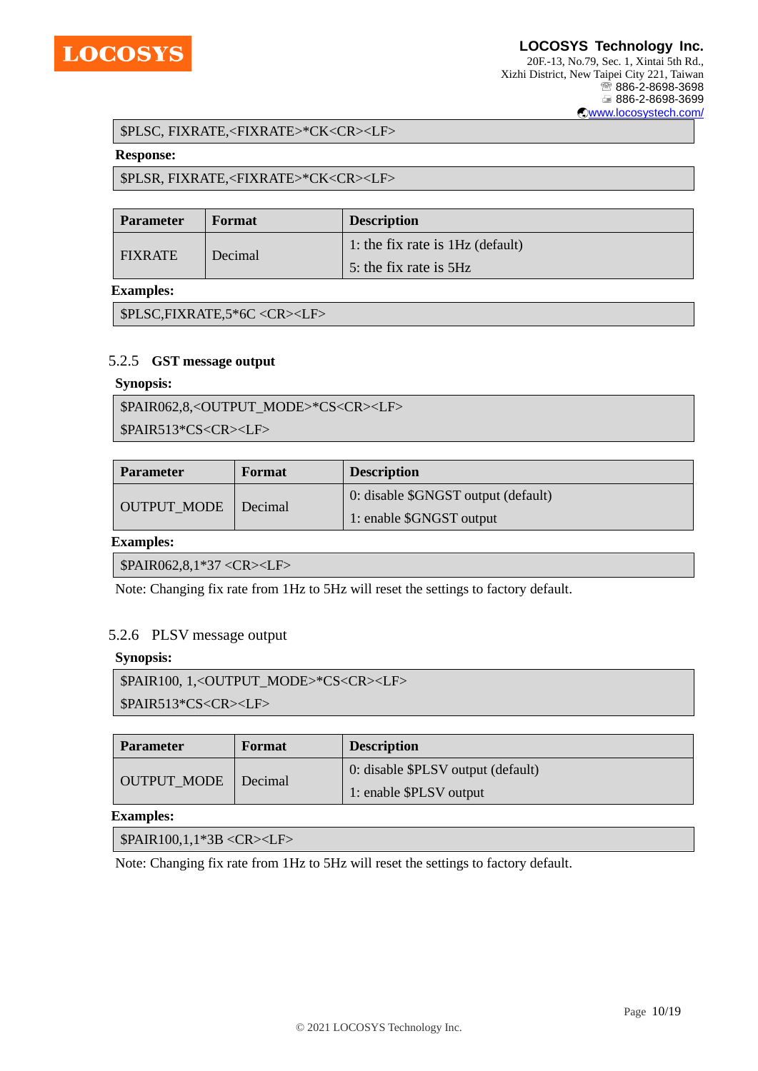```
$PLSC, FIXRATE,<FIXRATE>*CK<CR><LF>
```

**Response:**

```
$PLSR, FIXRATE,<FIXRATE>*CK<CR><LF>
```

| Parameter | Format | Description |
|---|---|---|
| FIXRATE | Decimal | 1: the fix rate is 1Hz (default)<br>5: the fix rate is 5Hz |

**Examples:**

```
$PLSC,FIXRATE,5*6C <CR><LF>
```

### 5.2.5 GST message output

**Synopsis:**

```
$PAIR062,8,<OUTPUT_MODE>*CS<CR><LF>
$PAIR513*CS<CR><LF>
```

| Parameter | Format | Description |
|---|---|---|
| OUTPUT_MODE | Decimal | 0: disable $GNGST output (default)<br>1: enable $GNGST output |

**Examples:**

```
$PAIR062,8,1*37 <CR><LF>
```

Note: Changing fix rate from 1Hz to 5Hz will reset the settings to factory default.

### 5.2.6 PLSV message output

**Synopsis:**

```
$PAIR100, 1,<OUTPUT_MODE>*CS<CR><LF>
$PAIR513*CS<CR><LF>
```

| Parameter | Format | Description |
|---|---|---|
| OUTPUT_MODE | Decimal | 0: disable $PLSV output (default)<br>1: enable $PLSV output |

**Examples:**

```
$PAIR100,1,1*3B <CR><LF>
```

Note: Changing fix rate from 1Hz to 5Hz will reset the settings to factory default.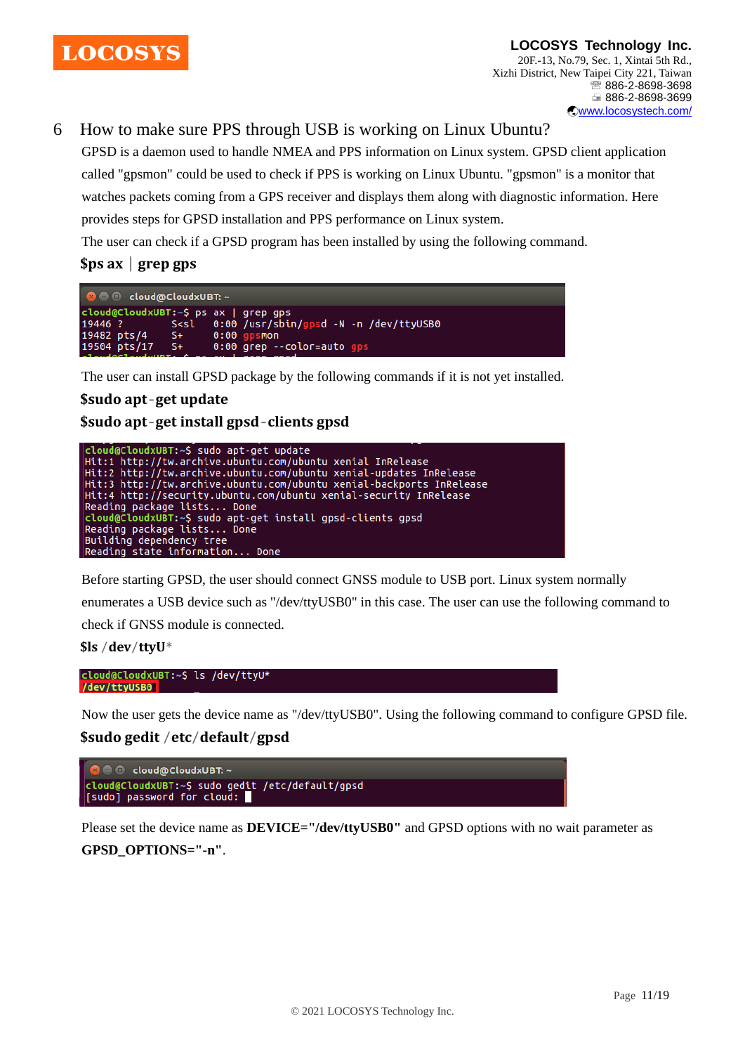# 6 How to make sure PPS through USB is working on Linux Ubuntu?

GPSD is a daemon used to handle NMEA and PPS information on Linux system. GPSD client application called "gpsmon" could be used to check if PPS is working on Linux Ubuntu. "gpsmon" is a monitor that watches packets coming from a GPS receiver and displays them along with diagnostic information. Here provides steps for GPSD installation and PPS performance on Linux system.

The user can check if a GPSD program has been installed by using the following command.

**$ps ax | grep gps**

```
cloud@CloudxUBT:~$ ps ax | grep gps
19446 ?        S<sl   0:00 /usr/sbin/gpsd -N -n /dev/ttyUSB0
19482 pts/4    S+     0:00 gpsmon
19504 pts/17   S+     0:00 grep --color=auto gps
```

The user can install GPSD package by the following commands if it is not yet installed.

**$sudo apt-get update**

**$sudo apt-get install gpsd-clients gpsd**

```
cloud@CloudxUBT:~$ sudo apt-get update
Hit:1 http://tw.archive.ubuntu.com/ubuntu xenial InRelease
Hit:2 http://tw.archive.ubuntu.com/ubuntu xenial-updates InRelease
Hit:3 http://tw.archive.ubuntu.com/ubuntu xenial-backports InRelease
Hit:4 http://security.ubuntu.com/ubuntu xenial-security InRelease
Reading package lists... Done
cloud@CloudxUBT:~$ sudo apt-get install gpsd-clients gpsd
Reading package lists... Done
Building dependency tree
Reading state information... Done
```

Before starting GPSD, the user should connect GNSS module to USB port. Linux system normally enumerates a USB device such as "/dev/ttyUSB0" in this case. The user can use the following command to check if GNSS module is connected.

**$ls /dev/ttyU***

```
cloud@CloudxUBT:~$ ls /dev/ttyU*
/dev/ttyUSB0
```

Now the user gets the device name as "/dev/ttyUSB0". Using the following command to configure GPSD file.

**$sudo gedit /etc/default/gpsd**

```
cloud@CloudxUBT:~$ sudo gedit /etc/default/gpsd
[sudo] password for cloud:
```

Please set the device name as **DEVICE="/dev/ttyUSB0"** and GPSD options with no wait parameter as **GPSD_OPTIONS="-n"**.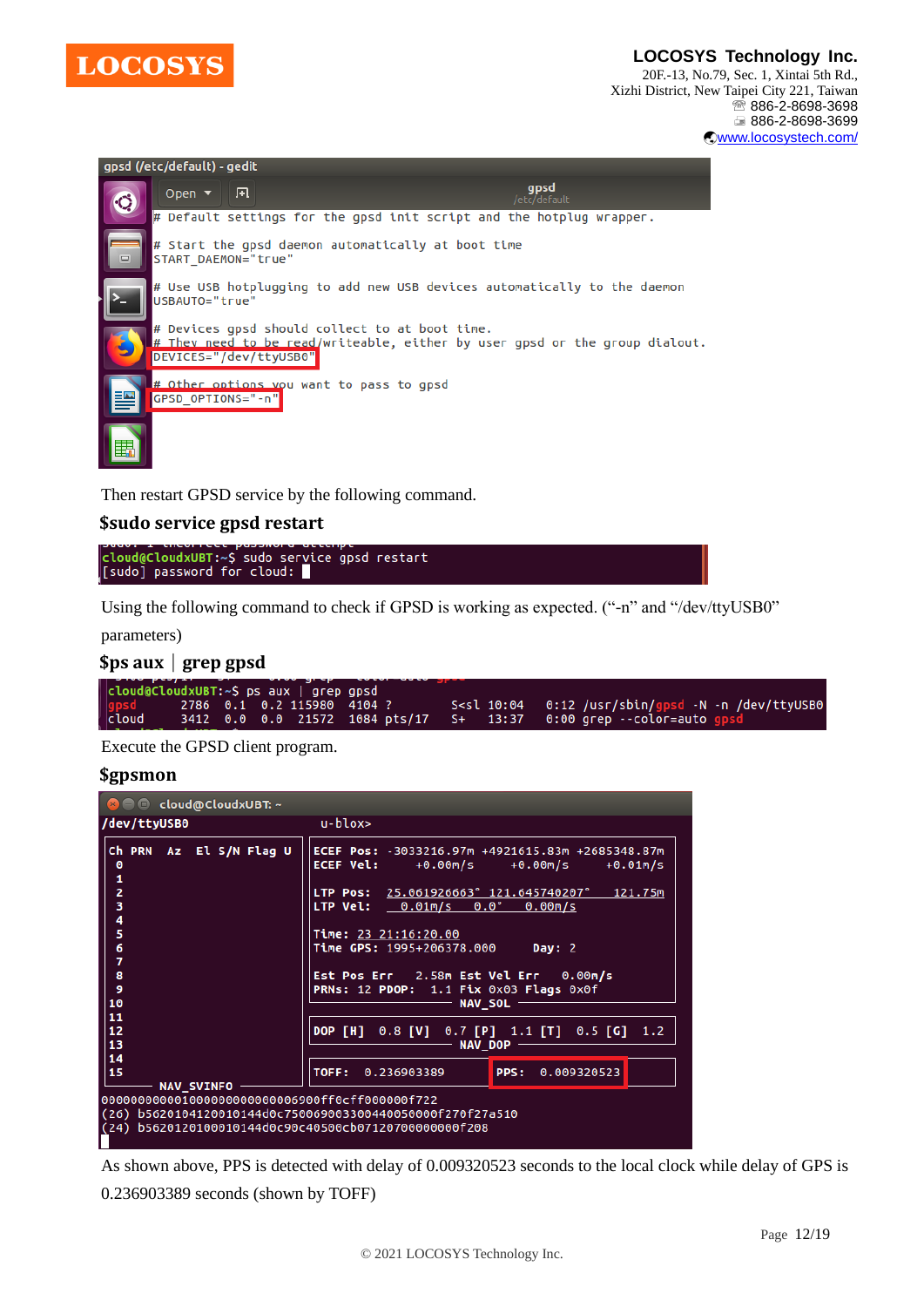```
# Default settings for the gpsd init script and the hotplug wrapper.

# Start the gpsd daemon automatically at boot time
START_DAEMON="true"

# Use USB hotplugging to add new USB devices automatically to the daemon
USBAUTO="true"

# Devices gpsd should collect to at boot time.
# They need to be read/writeable, either by user gpsd or the group dialout.
DEVICES="/dev/ttyUSB0"

# Other options you want to pass to gpsd
GPSD_OPTIONS="-n"
```

Then restart GPSD service by the following command.

**$sudo service gpsd restart**

```
cloud@CloudxUBT:~$ sudo service gpsd restart
[sudo] password for cloud:
```

Using the following command to check if GPSD is working as expected. ("-n" and "/dev/ttyUSB0" parameters)

**$ps aux | grep gpsd**

```
cloud@CloudxUBT:~$ ps aux | grep gpsd
gpsd      2786  0.1  0.2 115980  4104 ?        S<sl 10:04   0:12 /usr/sbin/gpsd -N -n /dev/ttyUSB0
cloud     3412  0.0  0.0  21572  1084 pts/17   S+   13:37   0:00 grep --color=auto gpsd
```

Execute the GPSD client program.

**$gpsmon**

```
/dev/ttyUSB0                 u-blox>

Ch PRN  Az  El S/N Flag U   ECEF Pos: -3033216.97m +4921615.83m +2685348.87m
 0                          ECEF Vel:    +0.00m/s     +0.00m/s     +0.01m/s
 1
 2                          LTP Pos:  25.061926663°  121.645740207°   121.75m
 3                          LTP Vel:    0.01m/s    0.0°    0.00m/s
 4
 5                          Time: 23 21:16:20.00
 6                          Time GPS: 1995+206378.000       Day: 2
 7
 8                          Est Pos Err    2.58m Est Vel Err    0.00m/s
 9                          PRNs: 12 PDOP:   1.1 Fix 0x03 Flags 0x0f
10                                          NAV_SOL
11
12                          DOP [H]  0.8 [V]  0.7 [P]  1.1 [T]  0.5 [G]  1.2
13                                          NAV_DOP
14
15                          TOFF:  0.236903389          PPS:  0.009320523
          NAV_SVINFO
000000000001000000000000006900ff0cff000000f722
(26) b5620104120010144d0c7500690033004400500000f270f27a510
(24) b5620120100010144d0c90c40500cb07120700000000f208
```

As shown above, PPS is detected with delay of 0.009320523 seconds to the local clock while delay of GPS is 0.236903389 seconds (shown by TOFF)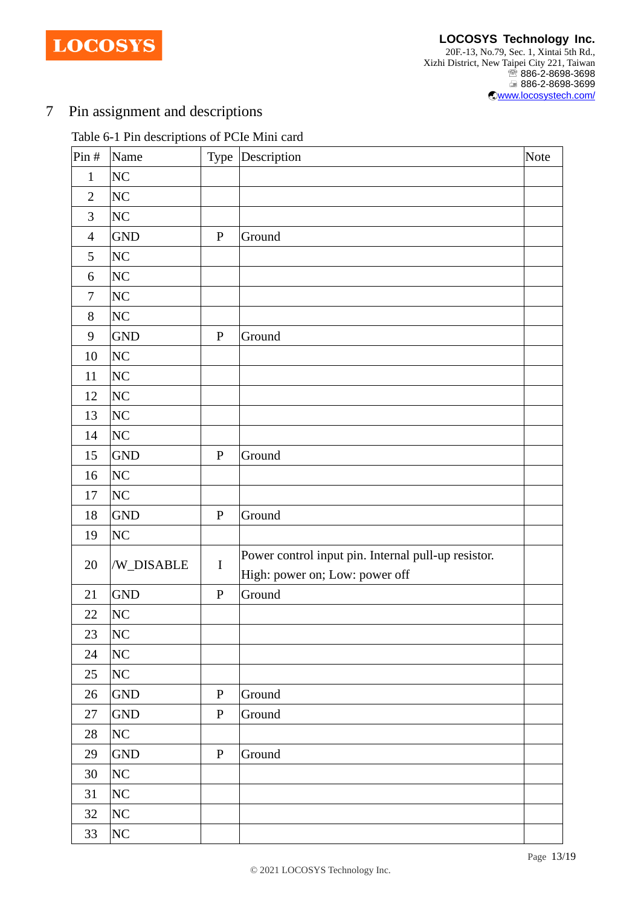# 7 Pin assignment and descriptions

Table 6-1 Pin descriptions of PCIe Mini card

| Pin # | Name | Type | Description | Note |
|---|---|---|---|---|
| 1 | NC | | | |
| 2 | NC | | | |
| 3 | NC | | | |
| 4 | GND | P | Ground | |
| 5 | NC | | | |
| 6 | NC | | | |
| 7 | NC | | | |
| 8 | NC | | | |
| 9 | GND | P | Ground | |
| 10 | NC | | | |
| 11 | NC | | | |
| 12 | NC | | | |
| 13 | NC | | | |
| 14 | NC | | | |
| 15 | GND | P | Ground | |
| 16 | NC | | | |
| 17 | NC | | | |
| 18 | GND | P | Ground | |
| 19 | NC | | | |
| 20 | /W_DISABLE | I | Power control input pin. Internal pull-up resistor. High: power on; Low: power off | |
| 21 | GND | P | Ground | |
| 22 | NC | | | |
| 23 | NC | | | |
| 24 | NC | | | |
| 25 | NC | | | |
| 26 | GND | P | Ground | |
| 27 | GND | P | Ground | |
| 28 | NC | | | |
| 29 | GND | P | Ground | |
| 30 | NC | | | |
| 31 | NC | | | |
| 32 | NC | | | |
| 33 | NC | | | |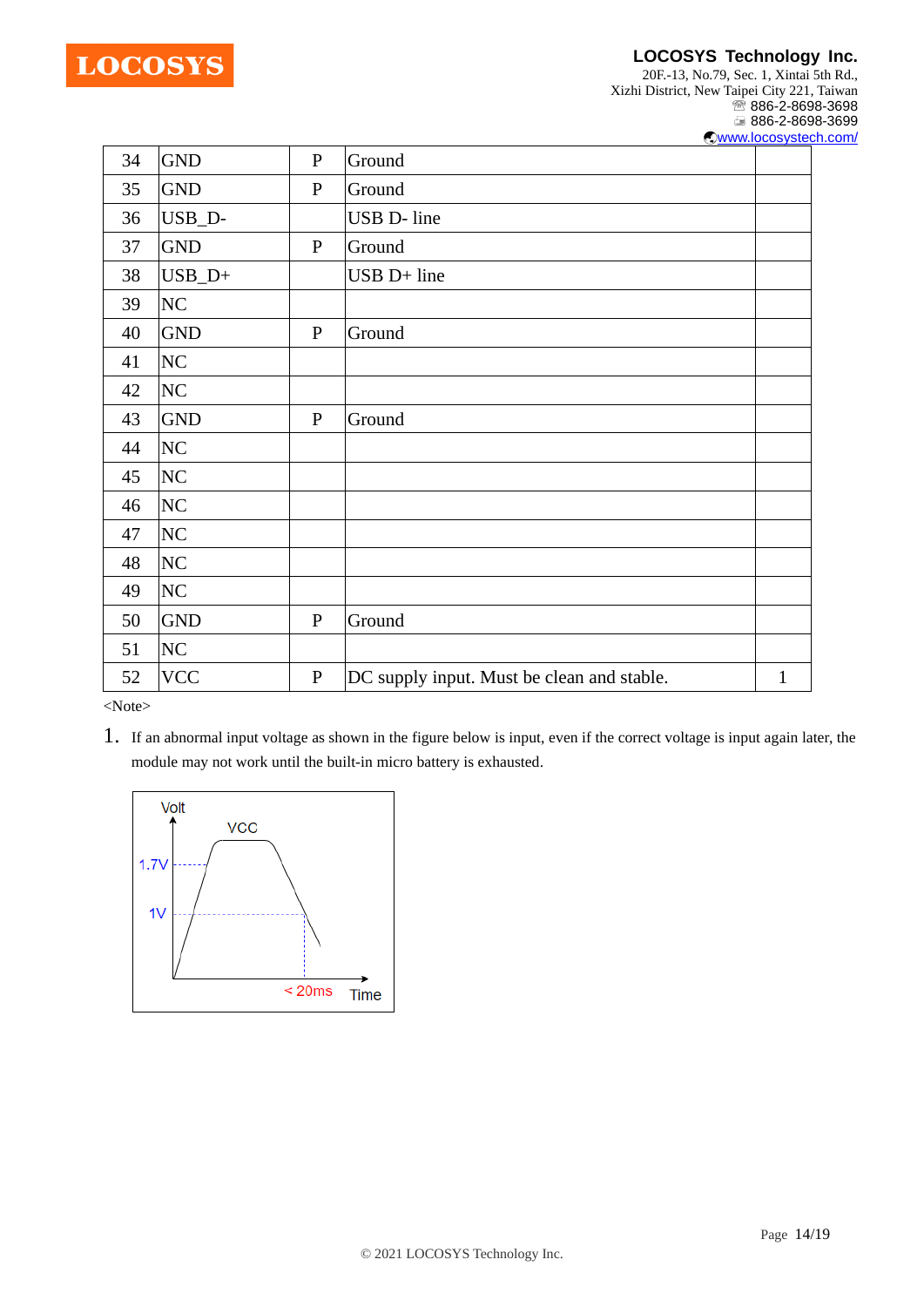| 34 | GND | P | Ground | |
|---|---|---|---|---|
| 35 | GND | P | Ground | |
| 36 | USB_D- | | USB D- line | |
| 37 | GND | P | Ground | |
| 38 | USB_D+ | | USB D+ line | |
| 39 | NC | | | |
| 40 | GND | P | Ground | |
| 41 | NC | | | |
| 42 | NC | | | |
| 43 | GND | P | Ground | |
| 44 | NC | | | |
| 45 | NC | | | |
| 46 | NC | | | |
| 47 | NC | | | |
| 48 | NC | | | |
| 49 | NC | | | |
| 50 | GND | P | Ground | |
| 51 | NC | | | |
| 52 | VCC | P | DC supply input. Must be clean and stable. | 1 |

<Note>

1. If an abnormal input voltage as shown in the figure below is input, even if the correct voltage is input again later, the module may not work until the built-in micro battery is exhausted.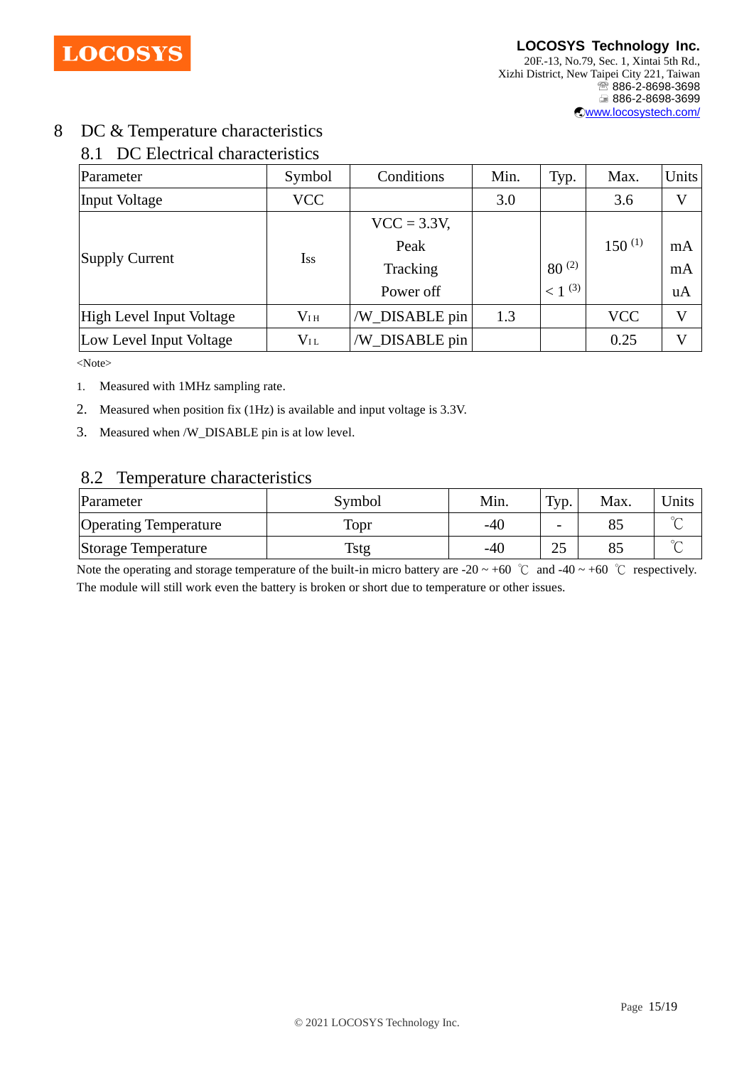# 8 DC & Temperature characteristics

## 8.1 DC Electrical characteristics

| Parameter | Symbol | Conditions | Min. | Typ. | Max. | Units |
|---|---|---|---|---|---|---|
| Input Voltage | VCC | | 3.0 | | 3.6 | V |
| Supply Current | Iss | VCC = 3.3V, Peak | | | 150 (1) | mA |
| | | Tracking | | 80 (2) | | mA |
| | | Power off | | < 1 (3) | | uA |
| High Level Input Voltage | $V_{IH}$ | /W_DISABLE pin | 1.3 | | VCC | V |
| Low Level Input Voltage | $V_{IL}$ | /W_DISABLE pin | | | 0.25 | V |

<Note>

1. Measured with 1MHz sampling rate.
2. Measured when position fix (1Hz) is available and input voltage is 3.3V.
3. Measured when /W_DISABLE pin is at low level.

## 8.2 Temperature characteristics

| Parameter | Symbol | Min. | Typ. | Max. | Units |
|---|---|---|---|---|---|
| Operating Temperature | Topr | -40 | - | 85 | ℃ |
| Storage Temperature | Tstg | -40 | 25 | 85 | ℃ |

Note the operating and storage temperature of the built-in micro battery are -20 ~ +60 ℃ and -40 ~ +60 ℃ respectively. The module will still work even the battery is broken or short due to temperature or other issues.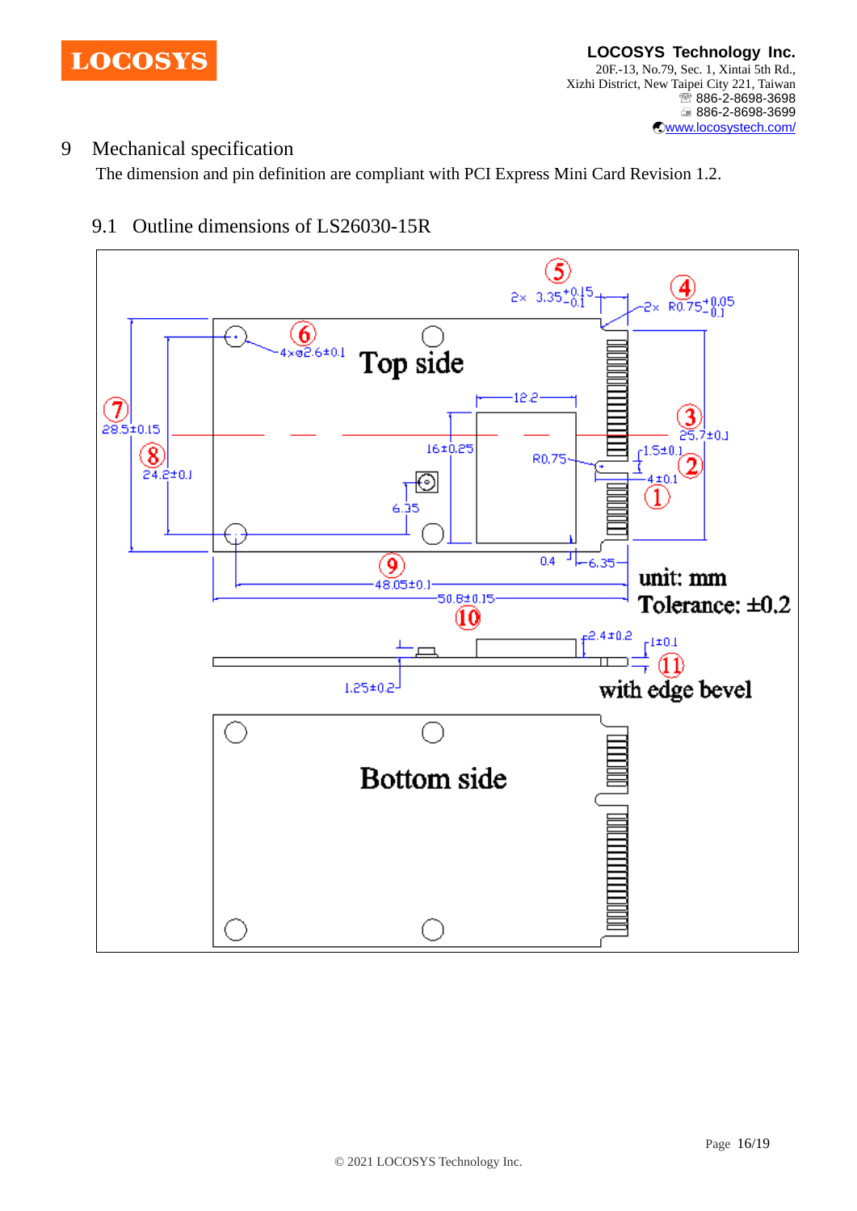# 9 Mechanical specification

The dimension and pin definition are compliant with PCI Express Mini Card Revision 1.2.

## 9.1 Outline dimensions of LS26030-15R

Top side

Bottom side

unit: mm
Tolerance: ±0.2

with edge bevel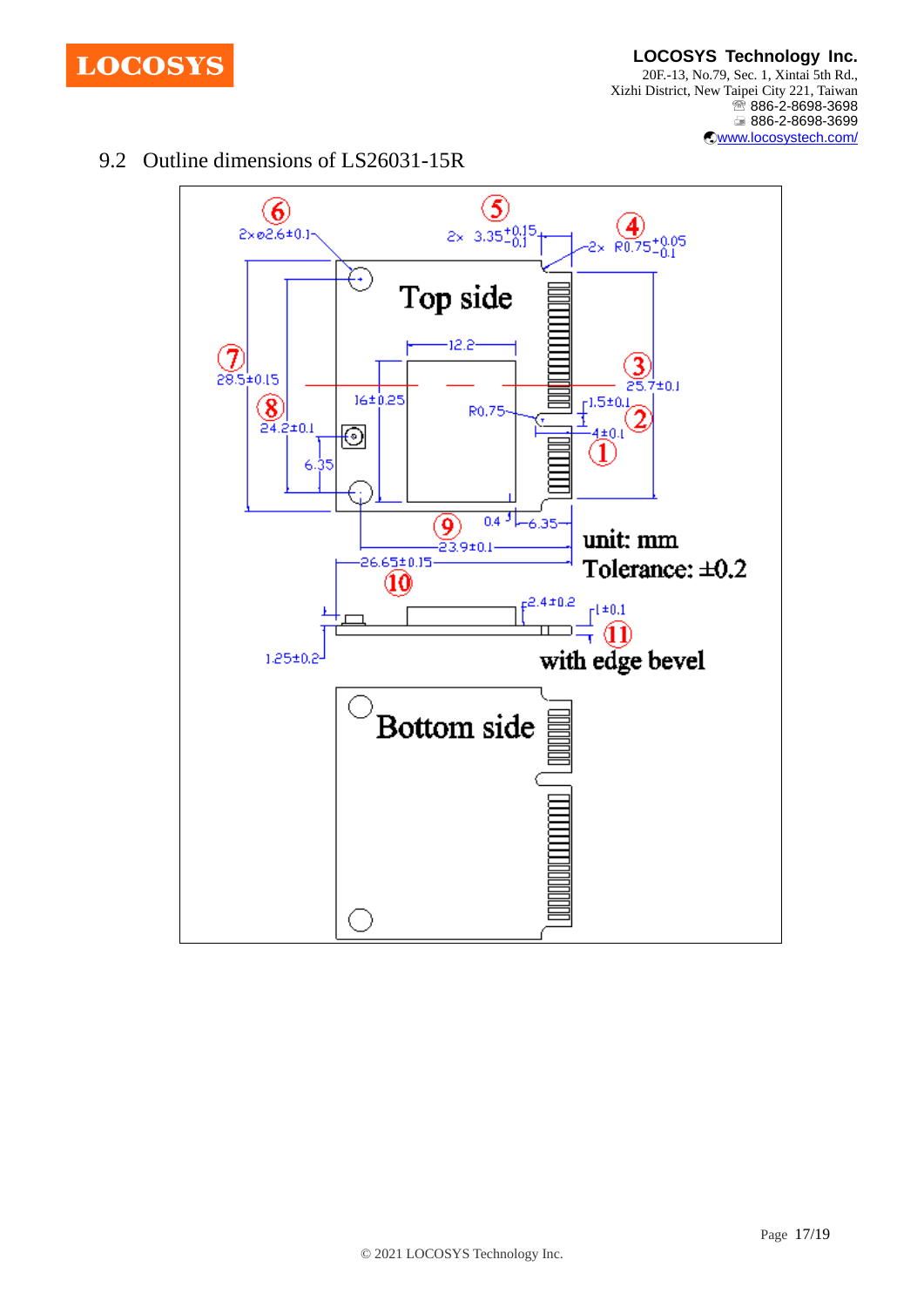## 9.2 Outline dimensions of LS26031-15R

Top side

Bottom side

unit: mm

Tolerance: ±0.2

with edge bevel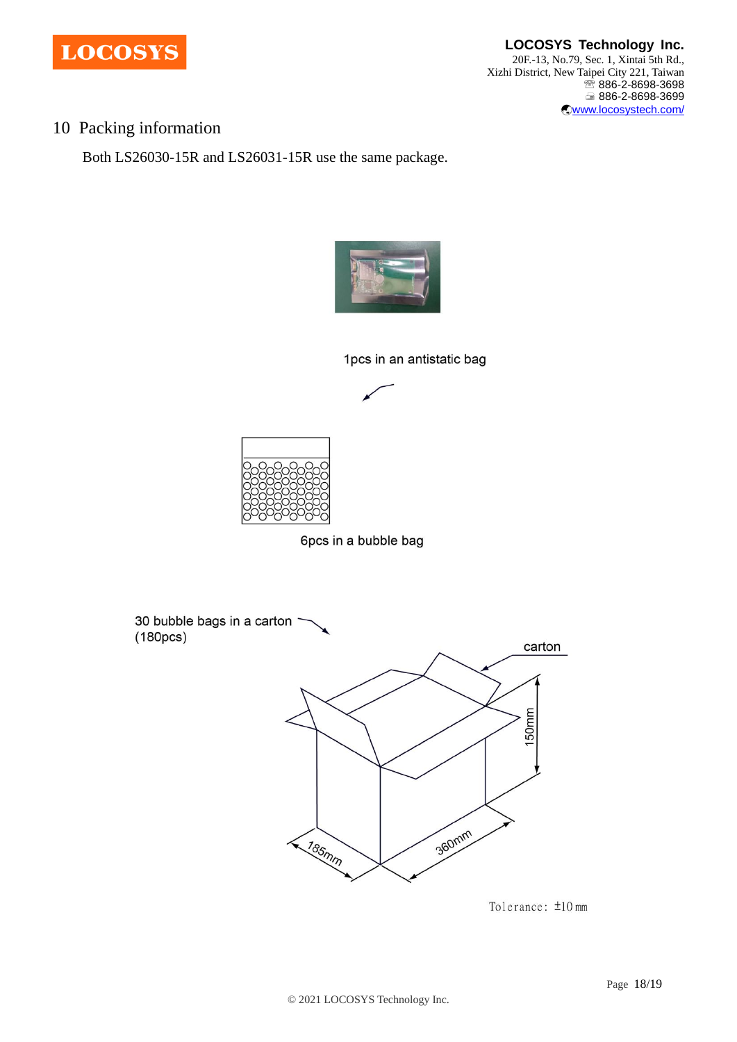## 10 Packing information

Both LS26030-15R and LS26031-15R use the same package.

1pcs in an antistatic bag

6pcs in a bubble bag

30 bubble bags in a carton (180pcs)

carton

150mm

185mm

360mm

Tolerance: ±10mm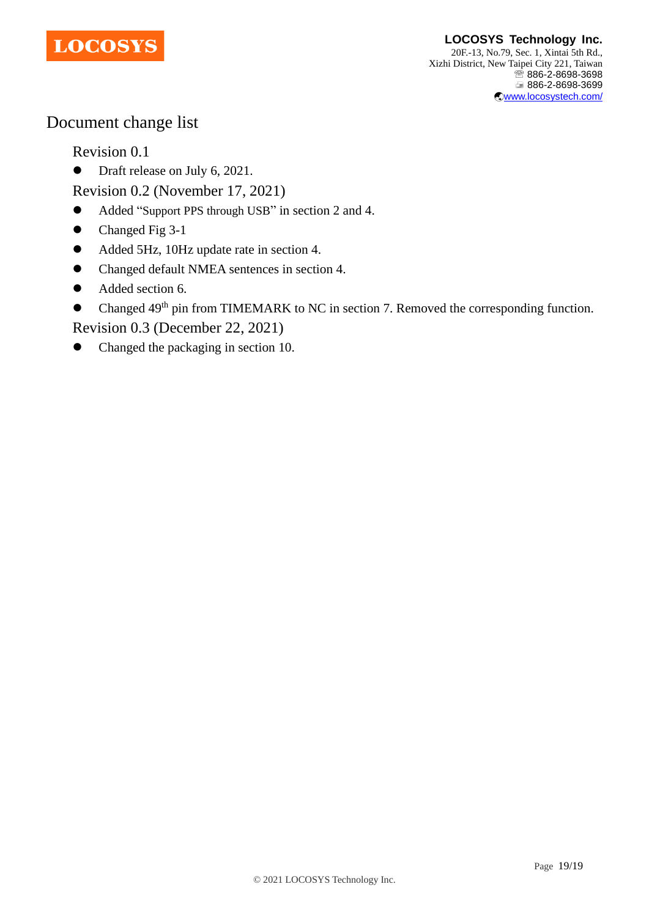# Document change list

## Revision 0.1

- Draft release on July 6, 2021.

## Revision 0.2 (November 17, 2021)

- Added “Support PPS through USB” in section 2 and 4.
- Changed Fig 3-1
- Added 5Hz, 10Hz update rate in section 4.
- Changed default NMEA sentences in section 4.
- Added section 6.
- Changed $49^{th}$ pin from TIMEMARK to NC in section 7. Removed the corresponding function.

## Revision 0.3 (December 22, 2021)

- Changed the packaging in section 10.